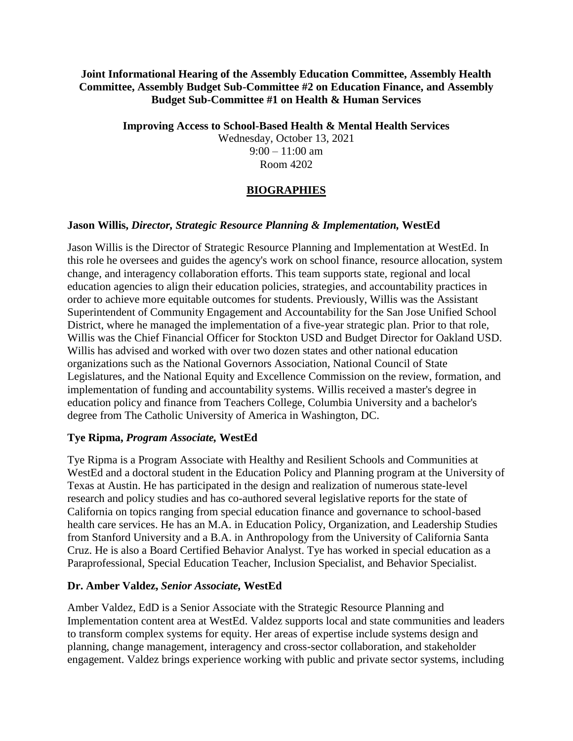**Joint Informational Hearing of the Assembly Education Committee, Assembly Health Committee, Assembly Budget Sub-Committee #2 on Education Finance, and Assembly Budget Sub-Committee #1 on Health & Human Services**

**Improving Access to School-Based Health & Mental Health Services**
Wednesday, October 13, 2021
9:00 – 11:00 am
Room 4202

# BIOGRAPHIES

### Jason Willis, *Director, Strategic Resource Planning & Implementation,* WestEd

Jason Willis is the Director of Strategic Resource Planning and Implementation at WestEd. In this role he oversees and guides the agency's work on school finance, resource allocation, system change, and interagency collaboration efforts. This team supports state, regional and local education agencies to align their education policies, strategies, and accountability practices in order to achieve more equitable outcomes for students. Previously, Willis was the Assistant Superintendent of Community Engagement and Accountability for the San Jose Unified School District, where he managed the implementation of a five-year strategic plan. Prior to that role, Willis was the Chief Financial Officer for Stockton USD and Budget Director for Oakland USD. Willis has advised and worked with over two dozen states and other national education organizations such as the National Governors Association, National Council of State Legislatures, and the National Equity and Excellence Commission on the review, formation, and implementation of funding and accountability systems. Willis received a master's degree in education policy and finance from Teachers College, Columbia University and a bachelor's degree from The Catholic University of America in Washington, DC.

### Tye Ripma, *Program Associate,* WestEd

Tye Ripma is a Program Associate with Healthy and Resilient Schools and Communities at WestEd and a doctoral student in the Education Policy and Planning program at the University of Texas at Austin. He has participated in the design and realization of numerous state-level research and policy studies and has co-authored several legislative reports for the state of California on topics ranging from special education finance and governance to school-based health care services. He has an M.A. in Education Policy, Organization, and Leadership Studies from Stanford University and a B.A. in Anthropology from the University of California Santa Cruz. He is also a Board Certified Behavior Analyst. Tye has worked in special education as a Paraprofessional, Special Education Teacher, Inclusion Specialist, and Behavior Specialist.

### Dr. Amber Valdez, *Senior Associate,* WestEd

Amber Valdez, EdD is a Senior Associate with the Strategic Resource Planning and Implementation content area at WestEd. Valdez supports local and state communities and leaders to transform complex systems for equity. Her areas of expertise include systems design and planning, change management, interagency and cross-sector collaboration, and stakeholder engagement. Valdez brings experience working with public and private sector systems, including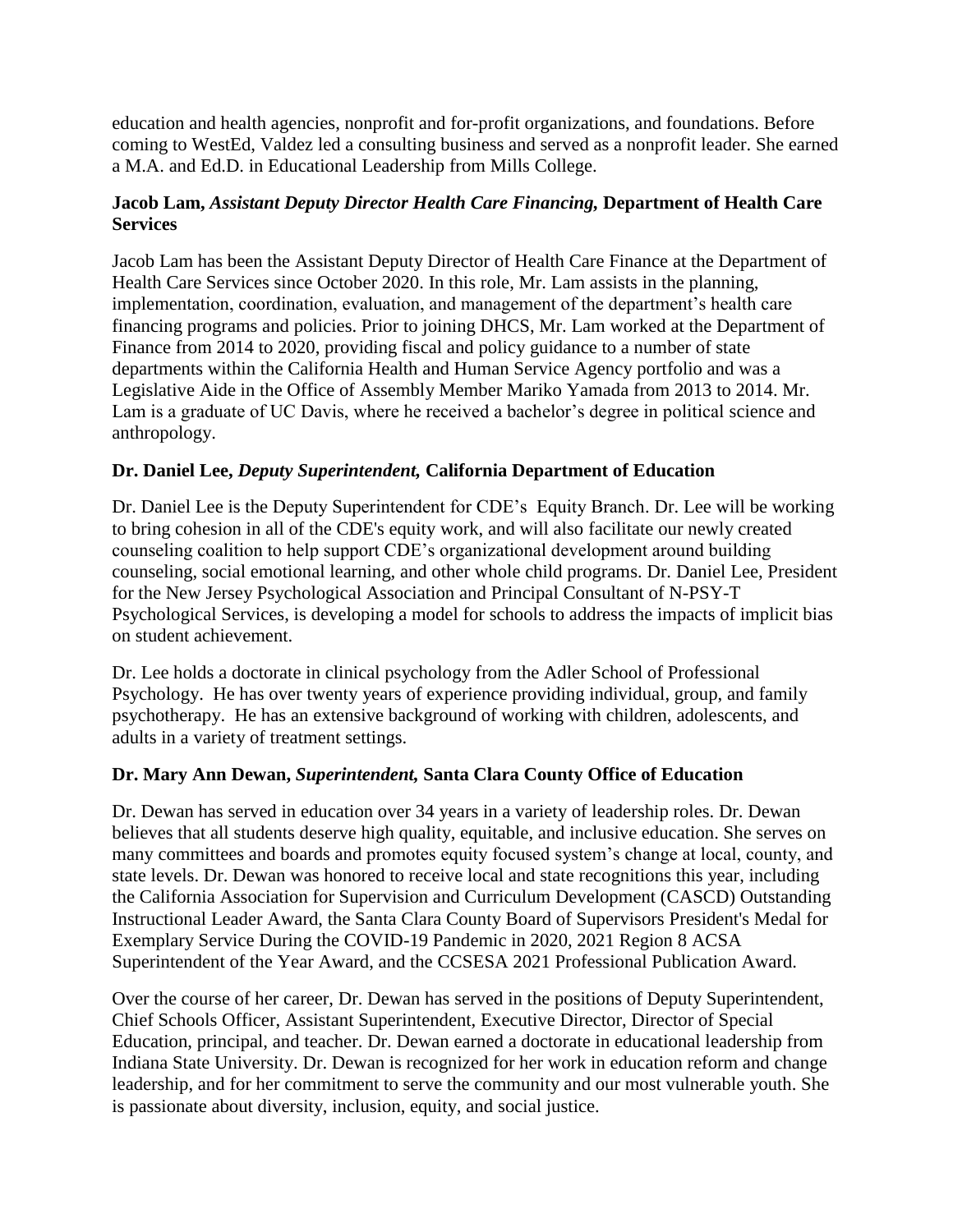education and health agencies, nonprofit and for-profit organizations, and foundations. Before coming to WestEd, Valdez led a consulting business and served as a nonprofit leader. She earned a M.A. and Ed.D. in Educational Leadership from Mills College.

**Jacob Lam,** ***Assistant Deputy Director Health Care Financing,*** **Department of Health Care Services**

Jacob Lam has been the Assistant Deputy Director of Health Care Finance at the Department of Health Care Services since October 2020. In this role, Mr. Lam assists in the planning, implementation, coordination, evaluation, and management of the department's health care financing programs and policies. Prior to joining DHCS, Mr. Lam worked at the Department of Finance from 2014 to 2020, providing fiscal and policy guidance to a number of state departments within the California Health and Human Service Agency portfolio and was a Legislative Aide in the Office of Assembly Member Mariko Yamada from 2013 to 2014. Mr. Lam is a graduate of UC Davis, where he received a bachelor's degree in political science and anthropology.

**Dr. Daniel Lee,** ***Deputy Superintendent,*** **California Department of Education**

Dr. Daniel Lee is the Deputy Superintendent for CDE's Equity Branch. Dr. Lee will be working to bring cohesion in all of the CDE's equity work, and will also facilitate our newly created counseling coalition to help support CDE's organizational development around building counseling, social emotional learning, and other whole child programs. Dr. Daniel Lee, President for the New Jersey Psychological Association and Principal Consultant of N-PSY-T Psychological Services, is developing a model for schools to address the impacts of implicit bias on student achievement.

Dr. Lee holds a doctorate in clinical psychology from the Adler School of Professional Psychology. He has over twenty years of experience providing individual, group, and family psychotherapy. He has an extensive background of working with children, adolescents, and adults in a variety of treatment settings.

**Dr. Mary Ann Dewan,** ***Superintendent,*** **Santa Clara County Office of Education**

Dr. Dewan has served in education over 34 years in a variety of leadership roles. Dr. Dewan believes that all students deserve high quality, equitable, and inclusive education. She serves on many committees and boards and promotes equity focused system's change at local, county, and state levels. Dr. Dewan was honored to receive local and state recognitions this year, including the California Association for Supervision and Curriculum Development (CASCD) Outstanding Instructional Leader Award, the Santa Clara County Board of Supervisors President's Medal for Exemplary Service During the COVID-19 Pandemic in 2020, 2021 Region 8 ACSA Superintendent of the Year Award, and the CCSESA 2021 Professional Publication Award.

Over the course of her career, Dr. Dewan has served in the positions of Deputy Superintendent, Chief Schools Officer, Assistant Superintendent, Executive Director, Director of Special Education, principal, and teacher. Dr. Dewan earned a doctorate in educational leadership from Indiana State University. Dr. Dewan is recognized for her work in education reform and change leadership, and for her commitment to serve the community and our most vulnerable youth. She is passionate about diversity, inclusion, equity, and social justice.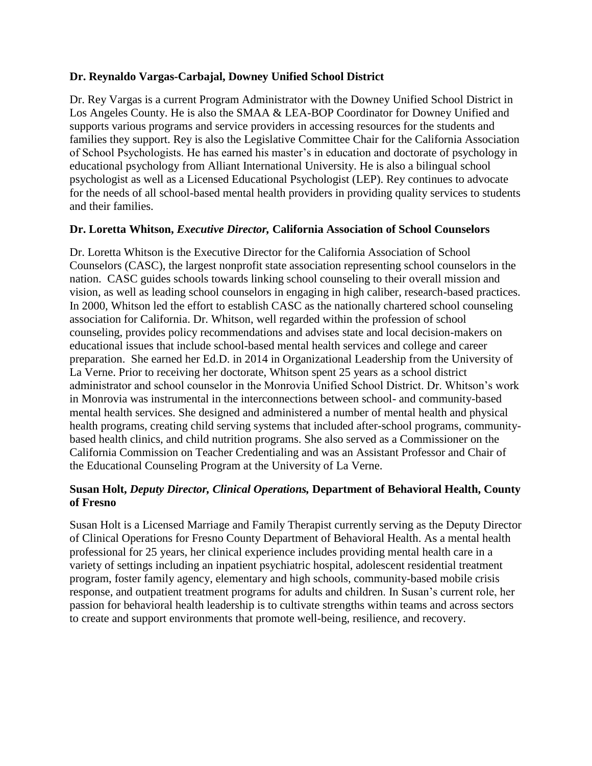**Dr. Reynaldo Vargas-Carbajal, Downey Unified School District**

Dr. Rey Vargas is a current Program Administrator with the Downey Unified School District in Los Angeles County. He is also the SMAA & LEA-BOP Coordinator for Downey Unified and supports various programs and service providers in accessing resources for the students and families they support. Rey is also the Legislative Committee Chair for the California Association of School Psychologists. He has earned his master's in education and doctorate of psychology in educational psychology from Alliant International University. He is also a bilingual school psychologist as well as a Licensed Educational Psychologist (LEP). Rey continues to advocate for the needs of all school-based mental health providers in providing quality services to students and their families.

**Dr. Loretta Whitson, *Executive Director,* California Association of School Counselors**

Dr. Loretta Whitson is the Executive Director for the California Association of School Counselors (CASC), the largest nonprofit state association representing school counselors in the nation. CASC guides schools towards linking school counseling to their overall mission and vision, as well as leading school counselors in engaging in high caliber, research-based practices. In 2000, Whitson led the effort to establish CASC as the nationally chartered school counseling association for California. Dr. Whitson, well regarded within the profession of school counseling, provides policy recommendations and advises state and local decision-makers on educational issues that include school-based mental health services and college and career preparation. She earned her Ed.D. in 2014 in Organizational Leadership from the University of La Verne. Prior to receiving her doctorate, Whitson spent 25 years as a school district administrator and school counselor in the Monrovia Unified School District. Dr. Whitson's work in Monrovia was instrumental in the interconnections between school- and community-based mental health services. She designed and administered a number of mental health and physical health programs, creating child serving systems that included after-school programs, community-based health clinics, and child nutrition programs. She also served as a Commissioner on the California Commission on Teacher Credentialing and was an Assistant Professor and Chair of the Educational Counseling Program at the University of La Verne.

**Susan Holt, *Deputy Director, Clinical Operations,* Department of Behavioral Health, County of Fresno**

Susan Holt is a Licensed Marriage and Family Therapist currently serving as the Deputy Director of Clinical Operations for Fresno County Department of Behavioral Health. As a mental health professional for 25 years, her clinical experience includes providing mental health care in a variety of settings including an inpatient psychiatric hospital, adolescent residential treatment program, foster family agency, elementary and high schools, community-based mobile crisis response, and outpatient treatment programs for adults and children. In Susan's current role, her passion for behavioral health leadership is to cultivate strengths within teams and across sectors to create and support environments that promote well-being, resilience, and recovery.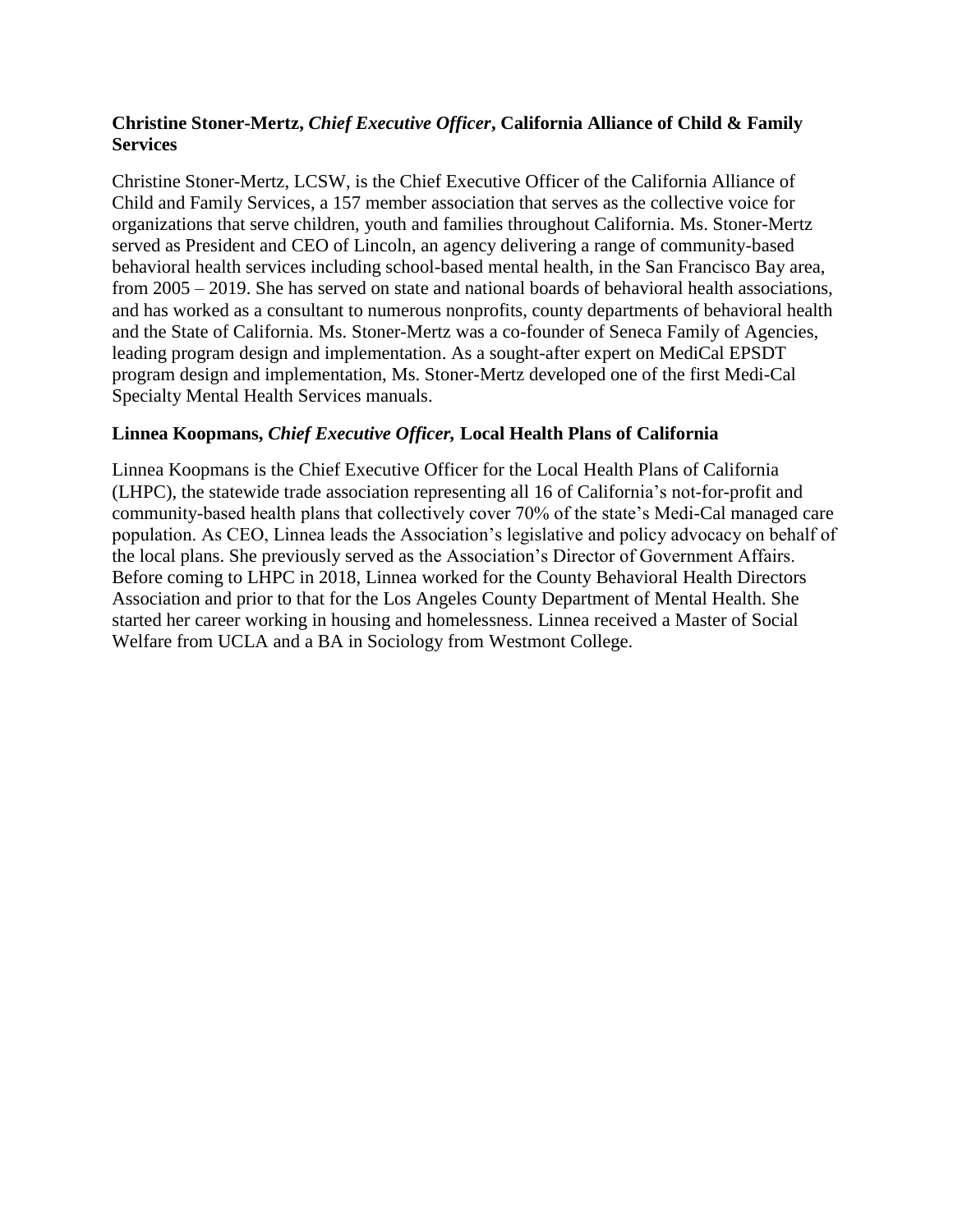**Christine Stoner-Mertz,** ***Chief Executive Officer*****, California Alliance of Child & Family Services**

Christine Stoner-Mertz, LCSW, is the Chief Executive Officer of the California Alliance of Child and Family Services, a 157 member association that serves as the collective voice for organizations that serve children, youth and families throughout California. Ms. Stoner-Mertz served as President and CEO of Lincoln, an agency delivering a range of community-based behavioral health services including school-based mental health, in the San Francisco Bay area, from 2005 – 2019. She has served on state and national boards of behavioral health associations, and has worked as a consultant to numerous nonprofits, county departments of behavioral health and the State of California. Ms. Stoner-Mertz was a co-founder of Seneca Family of Agencies, leading program design and implementation. As a sought-after expert on MediCal EPSDT program design and implementation, Ms. Stoner-Mertz developed one of the first Medi-Cal Specialty Mental Health Services manuals.

**Linnea Koopmans,** ***Chief Executive Officer,*** **Local Health Plans of California**

Linnea Koopmans is the Chief Executive Officer for the Local Health Plans of California (LHPC), the statewide trade association representing all 16 of California's not-for-profit and community-based health plans that collectively cover 70% of the state's Medi-Cal managed care population. As CEO, Linnea leads the Association's legislative and policy advocacy on behalf of the local plans. She previously served as the Association's Director of Government Affairs. Before coming to LHPC in 2018, Linnea worked for the County Behavioral Health Directors Association and prior to that for the Los Angeles County Department of Mental Health. She started her career working in housing and homelessness. Linnea received a Master of Social Welfare from UCLA and a BA in Sociology from Westmont College.